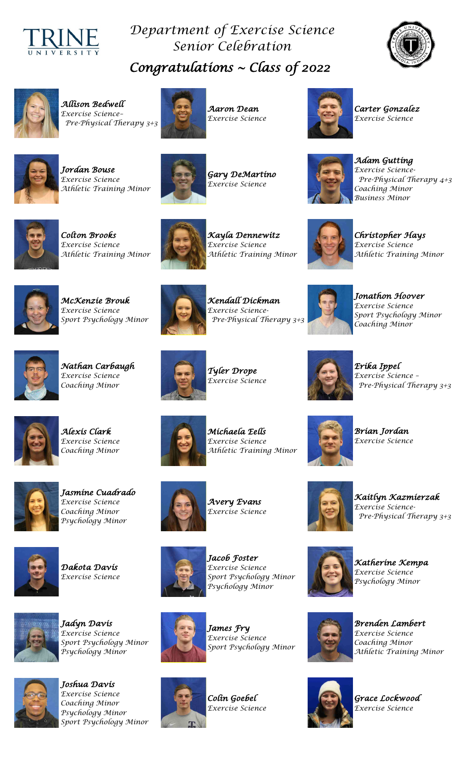# Department of Exercise Science
# Senior Celebration

## Congratulations ~ Class of 2022

**Allison Bedwell**
Exercise Science–
Pre-Physical Therapy 3+3

**Aaron Dean**
Exercise Science

**Carter Gonzalez**
Exercise Science

**Jordan Bouse**
Exercise Science
Athletic Training Minor

**Gary DeMartino**
Exercise Science

**Adam Gutting**
Exercise Science-
Pre-Physical Therapy 4+3
Coaching Minor
Business Minor

**Colton Brooks**
Exercise Science
Athletic Training Minor

**Kayla Dennewitz**
Exercise Science
Athletic Training Minor

**Christopher Hays**
Exercise Science
Athletic Training Minor

**McKenzie Brouk**
Exercise Science
Sport Psychology Minor

**Kendall Dickman**
Exercise Science-
Pre-Physical Therapy 3+3

**Jonathon Hoover**
Exercise Science
Sport Psychology Minor
Coaching Minor

**Nathan Carbaugh**
Exercise Science
Coaching Minor

**Tyler Drope**
Exercise Science

**Erika Ippel**
Exercise Science –
Pre-Physical Therapy 3+3

**Alexis Clark**
Exercise Science
Coaching Minor

**Michaela Eells**
Exercise Science
Athletic Training Minor

**Brian Jordan**
Exercise Science

**Jasmine Cuadrado**
Exercise Science
Coaching Minor
Psychology Minor

**Avery Evans**
Exercise Science

**Kaitlyn Kazmierzak**
Exercise Science-
Pre-Physical Therapy 3+3

**Dakota Davis**
Exercise Science

**Jacob Foster**
Exercise Science
Sport Psychology Minor
Psychology Minor

**Katherine Kempa**
Exercise Science
Psychology Minor

**Jadyn Davis**
Exercise Science
Sport Psychology Minor
Psychology Minor

**James Fry**
Exercise Science
Sport Psychology Minor

**Brenden Lambert**
Exercise Science
Coaching Minor
Athletic Training Minor

**Joshua Davis**
Exercise Science
Coaching Minor
Psychology Minor
Sport Psychology Minor

**Colin Goebel**
Exercise Science

**Grace Lockwood**
Exercise Science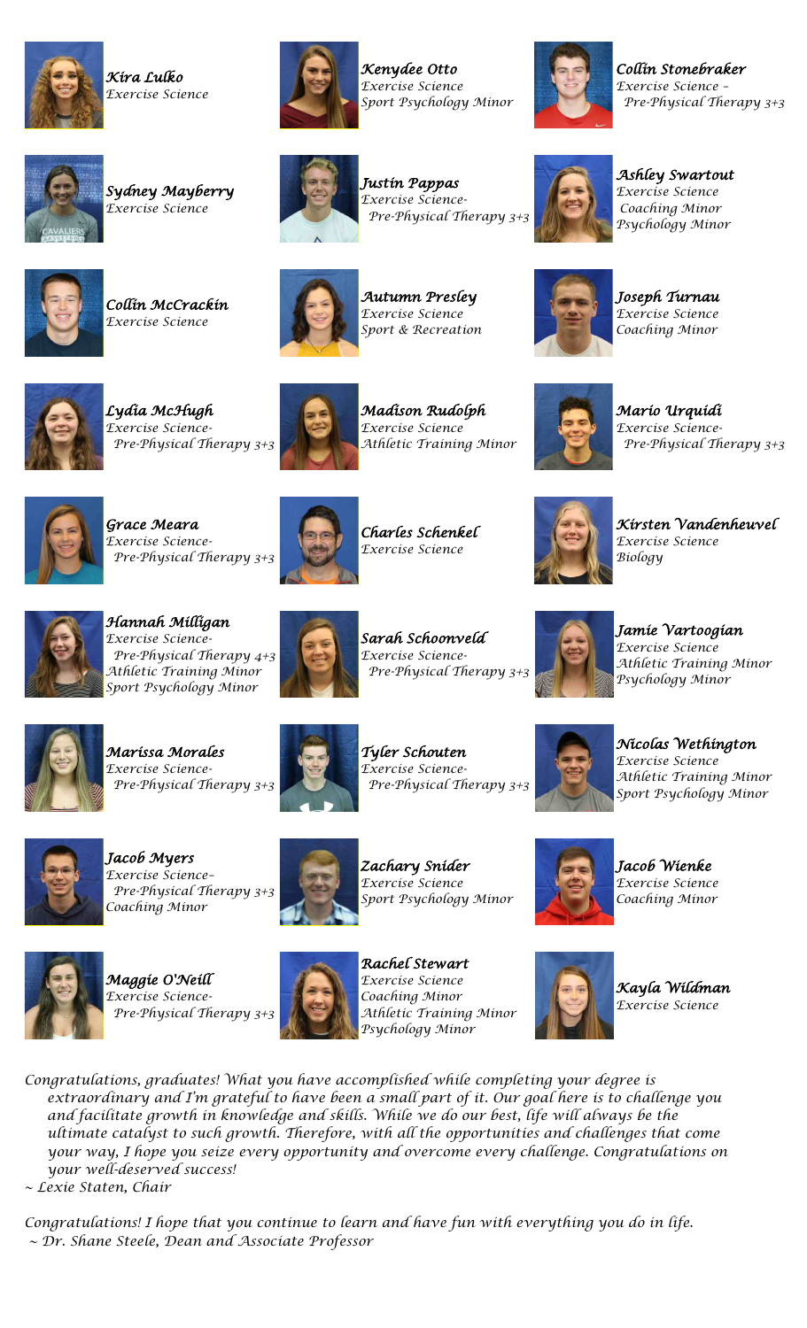**Kira Lulko**
Exercise Science

**Kenydee Otto**
Exercise Science
Sport Psychology Minor

**Collin Stonebraker**
Exercise Science – Pre-Physical Therapy 3+3

**Sydney Mayberry**
Exercise Science

**Justin Pappas**
Exercise Science- Pre-Physical Therapy 3+3

**Ashley Swartout**
Exercise Science
Coaching Minor
Psychology Minor

**Collin McCrackin**
Exercise Science

**Autumn Presley**
Exercise Science
Sport & Recreation

**Joseph Turnau**
Exercise Science
Coaching Minor

**Lydia McHugh**
Exercise Science- Pre-Physical Therapy 3+3

**Madison Rudolph**
Exercise Science
Athletic Training Minor

**Mario Urquidi**
Exercise Science- Pre-Physical Therapy 3+3

**Grace Meara**
Exercise Science- Pre-Physical Therapy 3+3

**Charles Schenkel**
Exercise Science

**Kirsten Vandenheuvel**
Exercise Science
Biology

**Hannah Milligan**
Exercise Science- Pre-Physical Therapy 4+3
Athletic Training Minor
Sport Psychology Minor

**Sarah Schoonveld**
Exercise Science- Pre-Physical Therapy 3+3

**Jamie Vartoogian**
Exercise Science
Athletic Training Minor
Psychology Minor

**Marissa Morales**
Exercise Science- Pre-Physical Therapy 3+3

**Tyler Schouten**
Exercise Science- Pre-Physical Therapy 3+3

**Nicolas Wethington**
Exercise Science
Athletic Training Minor
Sport Psychology Minor

**Jacob Myers**
Exercise Science– Pre-Physical Therapy 3+3
Coaching Minor

**Zachary Snider**
Exercise Science
Sport Psychology Minor

**Jacob Wienke**
Exercise Science
Coaching Minor

**Maggie O'Neill**
Exercise Science- Pre-Physical Therapy 3+3

**Rachel Stewart**
Exercise Science
Coaching Minor
Athletic Training Minor
Psychology Minor

**Kayla Wildman**
Exercise Science

*Congratulations, graduates! What you have accomplished while completing your degree is extraordinary and I'm grateful to have been a small part of it. Our goal here is to challenge you and facilitate growth in knowledge and skills. While we do our best, life will always be the ultimate catalyst to such growth. Therefore, with all the opportunities and challenges that come your way, I hope you seize every opportunity and overcome every challenge. Congratulations on your well-deserved success!*
*~ Lexie Staten, Chair*

*Congratulations! I hope that you continue to learn and have fun with everything you do in life.*
*~ Dr. Shane Steele, Dean and Associate Professor*